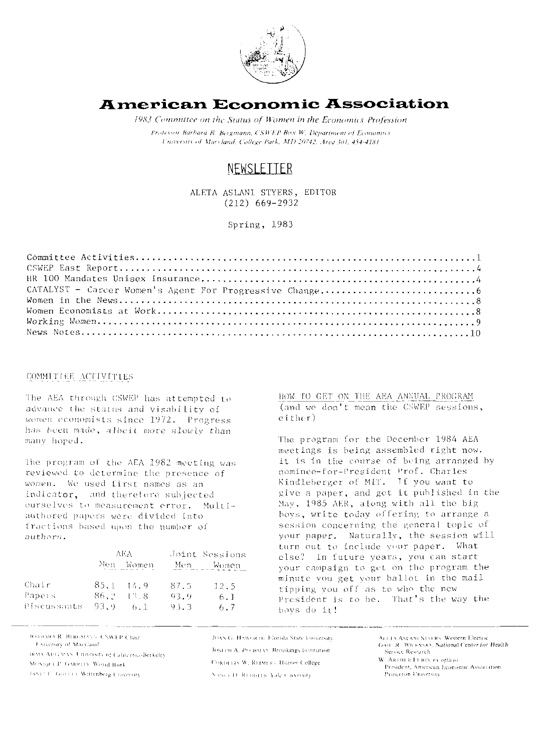# American Economic Association

*1983 Committee on the Status of Women in the Economics Profession*

*Professor Barbara R. Bergmann, CSWEP Box W, Department of Economics University of Maryland, College Park, MD 20742, Area 301, 454-4181*

## NEWSLETTER

ALETA ASLANI STYERS, EDITOR
(212) 669-2932

Spring, 1983

Committee Activities....................1
CSWEP East Report....................4
HR 100 Mandates Unisex Insurance....................4
CATALYST - Career Women's Agent For Progressive Change....................6
Women in the News....................8
Women Economists at Work....................8
Working Women....................9
News Notes....................10

### COMMITTEE ACTIVITIES

The AEA through CSWEP has attempted to advance the status and visability of women economists since 1972. Progress has been made, albeit more slowly than many hoped.

The program of the AEA 1982 meeting was reviewed to determine the presence of women. We used first names as an indicator, and therefore subjected ourselves to measurement error. Multi-authored papers were divided into fractions based upon the number of authors.

| | AEA | | Joint Sessions | |
|---|---|---|---|---|
| | Men | Women | Men | Women |
| Chair | 85.1 | 14.9 | 87.5 | 12.5 |
| Papers | 86.2 | 13.8 | 93.9 | 6.1 |
| Discussants | 93.9 | 6.1 | 93.3 | 6.7 |

HOW TO GET ON THE AEA ANNUAL PROGRAM (and we don't mean the CSWEP sessions, either)

The program for the December 1984 AEA meetings is being assembled right now. It is in the course of being arranged by nominee-for-President Prof. Charles Kindleberger of MIT. If you want to give a paper, and get it published in the May, 1985 AER, along with all the big boys, write today offering to arrange a session concerning the general topic of your paper. Naturally, the session will turn out to include your paper. What else? In future years, you can start your campaign to get on the program the minute you get your ballot in the mail tipping you off as to who the new President is to be. That's the way the boys do it!

---

BARBARA R. BERGMANN, CSWEP Chair, University of Maryland
IRMA ADELMAN, University of California-Berkeley
MONIQUE P. GARRITY, World Bank
JANET C. GOULET, Wittenberg University
JOAN G. HAWORTH, Florida State University
JOSEPH A. PECHMAN, Brookings Institution
CORDELIA W. REIMERS, Hunter College
NANCY D. RUGGLES, Yale University
ALETA ASLANI STYERS, Western Electric
GAIL R. WILENSKY, National Center for Health Service Research
W. ARTHUR LEWIS, ex officio, President, American Economic Association, Princeton University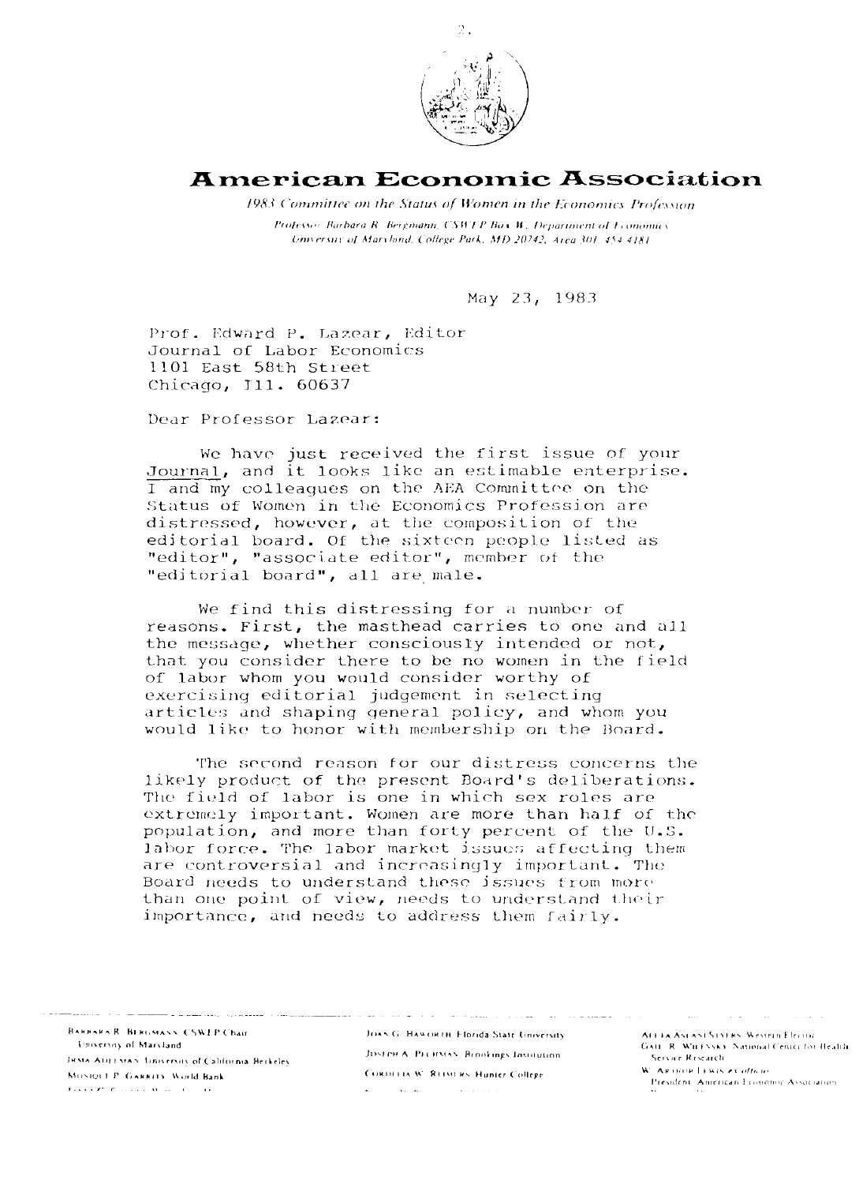# American Economic Association

*1983 Committee on the Status of Women in the Economics Profession*

*Professor Barbara R. Bergmann, CSWEP Box W, Department of Economics, University of Maryland, College Park, MD 20742, Area 301 454 4181*

May 23, 1983

Prof. Edward P. Lazear, Editor
Journal of Labor Economics
1101 East 58th Street
Chicago, Ill. 60637

Dear Professor Lazear:

We have just received the first issue of your Journal, and it looks like an estimable enterprise. I and my colleagues on the AEA Committee on the Status of Women in the Economics Profession are distressed, however, at the composition of the editorial board. Of the sixteen people listed as "editor", "associate editor", member of the "editorial board", all are male.

We find this distressing for a number of reasons. First, the masthead carries to one and all the message, whether consciously intended or not, that you consider there to be no women in the field of labor whom you would consider worthy of exercising editorial judgement in selecting articles and shaping general policy, and whom you would like to honor with membership on the Board.

The second reason for our distress concerns the likely product of the present Board's deliberations. The field of labor is one in which sex roles are extremely important. Women are more than half of the population, and more than forty percent of the U.S. labor force. The labor market issues affecting them are controversial and increasingly important. The Board needs to understand these issues from more than one point of view, needs to understand their importance, and needs to address them fairly.

---

Barbara R. Bergmann, CSWEP Chair, University of Maryland
Irma Adelman, University of California Berkeley
Monique P. Garrity, World Bank
John G. Haworth, Florida State University
Joseph A. Pechman, Brookings Institution
Cordelia W. Reimers, Hunter College
Aleta Anastasia Styers, Western Electric
Gail R. Wilensky, National Center for Health Service Research
W. Arthur Lewis, ex officio, President, American Economic Association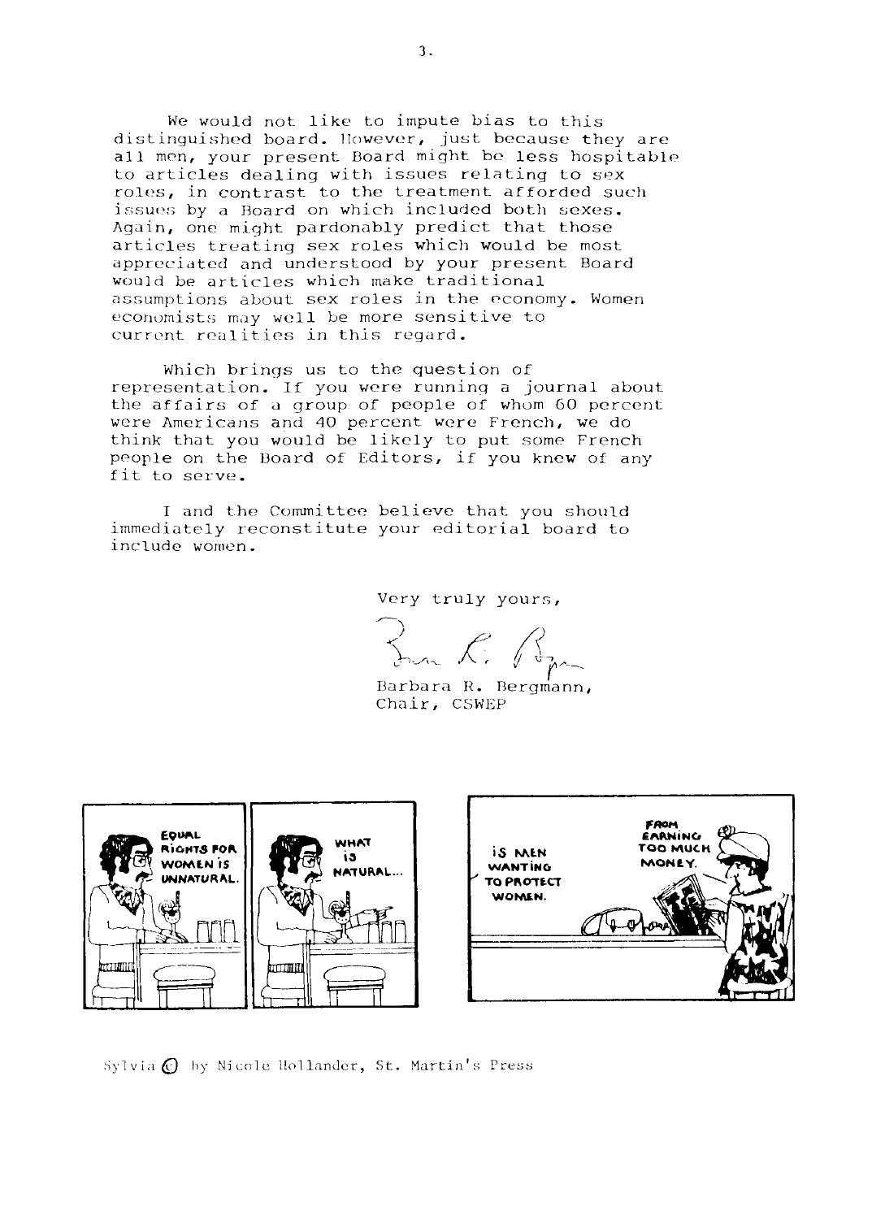We would not like to impute bias to this distinguished board. However, just because they are all men, your present Board might be less hospitable to articles dealing with issues relating to sex roles, in contrast to the treatment afforded such issues by a Board on which included both sexes. Again, one might pardonably predict that those articles treating sex roles which would be most appreciated and understood by your present Board would be articles which make traditional assumptions about sex roles in the economy. Women economists may well be more sensitive to current realities in this regard.

Which brings us to the question of representation. If you were running a journal about the affairs of a group of people of whom 60 percent were Americans and 40 percent were French, we do think that you would be likely to put some French people on the Board of Editors, if you knew of any fit to serve.

I and the Committee believe that you should immediately reconstitute your editorial board to include women.

Very truly yours,

Barbara R. Bergmann,
Chair, CSWEP

EQUAL RIGHTS FOR WOMEN IS UNNATURAL.

WHAT IS NATURAL...

IS MEN WANTING TO PROTECT WOMEN.

FROM EARNING TOO MUCH MONEY.

Sylvia © by Nicole Hollander, St. Martin's Press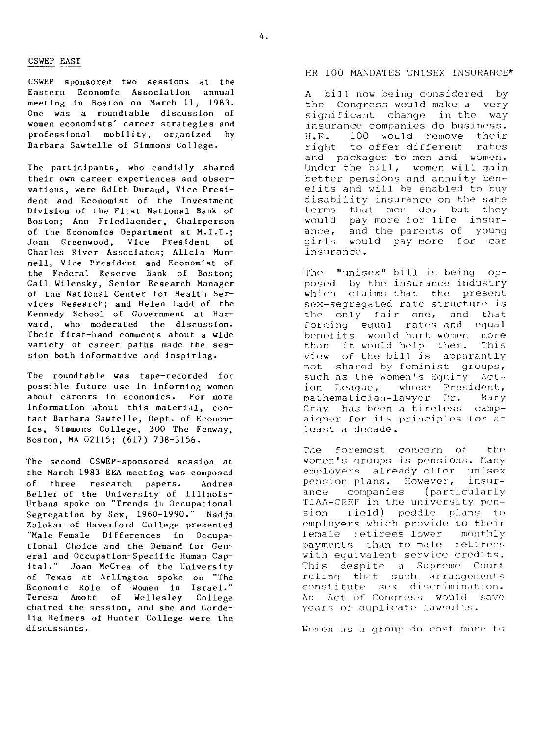## CSWEP EAST

CSWEP sponsored two sessions at the Eastern Economic Association annual meeting in Boston on March 11, 1983. One was a roundtable discussion of women economists' career strategies and professional mobility, organized by Barbara Sawtelle of Simmons College.

The participants, who candidly shared their own career experiences and observations, were Edith Durand, Vice President and Economist of the Investment Division of the First National Bank of Boston; Ann Friedlaender, Chairperson of the Economics Department at M.I.T.; Joan Greenwood, Vice President of Charles River Associates; Alicia Munnell, Vice President and Economist of the Federal Reserve Bank of Boston; Gail Wilensky, Senior Research Manager of the National Center for Health Services Research; and Helen Ladd of the Kennedy School of Government at Harvard, who moderated the discussion. Their first-hand comments about a wide variety of career paths made the session both informative and inspiring.

The roundtable was tape-recorded for possible future use in informing women about careers in economics. For more information about this material, contact Barbara Sawtelle, Dept. of Economics, Simmons College, 300 The Fenway, Boston, MA 02115; (617) 738-3156.

The second CSWEP-sponsored session at the March 1983 EEA meeting was composed of three research papers. Andrea Beller of the University of Illinois-Urbana spoke on "Trends in Occupational Segregation by Sex, 1960-1990." Nadja Zalokar of Haverford College presented "Male-Female Differences in Occupational Choice and the Demand for General and Occupation-Specific Human Capital." Joan McCrea of the University of Texas at Arlington spoke on "The Economic Role of Women in Israel." Teresa Amott of Wellesley College chaired the session, and she and Cordelia Reimers of Hunter College were the discussants.

## HR 100 MANDATES UNISEX INSURANCE*

A bill now being considered by the Congress would make a very significant change in the way insurance companies do business. H.R. 100 would remove their right to offer different rates and packages to men and women. Under the bill, women will gain better pensions and annuity benefits and will be enabled to buy disability insurance on the same terms that men do, but they would pay more for life insurance, and the parents of young girls would pay more for car insurance.

The "unisex" bill is being opposed by the insurance industry which claims that the present sex-segregated rate structure is the only fair one, and that forcing equal rates and equal benefits would hurt women more than it would help them. This view of the bill is apparantly not shared by feminist groups, such as the Women's Equity Action League, whose President, mathematician-lawyer Dr. Mary Gray has been a tireless campaigner for its principles for at least a decade.

The foremost concern of the women's groups is pensions. Many employers already offer unisex pension plans. However, insurance companies (particularly TIAA-CREF in the university pension field) peddle plans to employers which provide to their female retirees lower monthly payments than to male retirees with equivalent service credits. This despite a Supreme Court ruling that such arrangements constitute sex discrimination. An Act of Congress would save years of duplicate lawsuits.

Women as a group do cost more to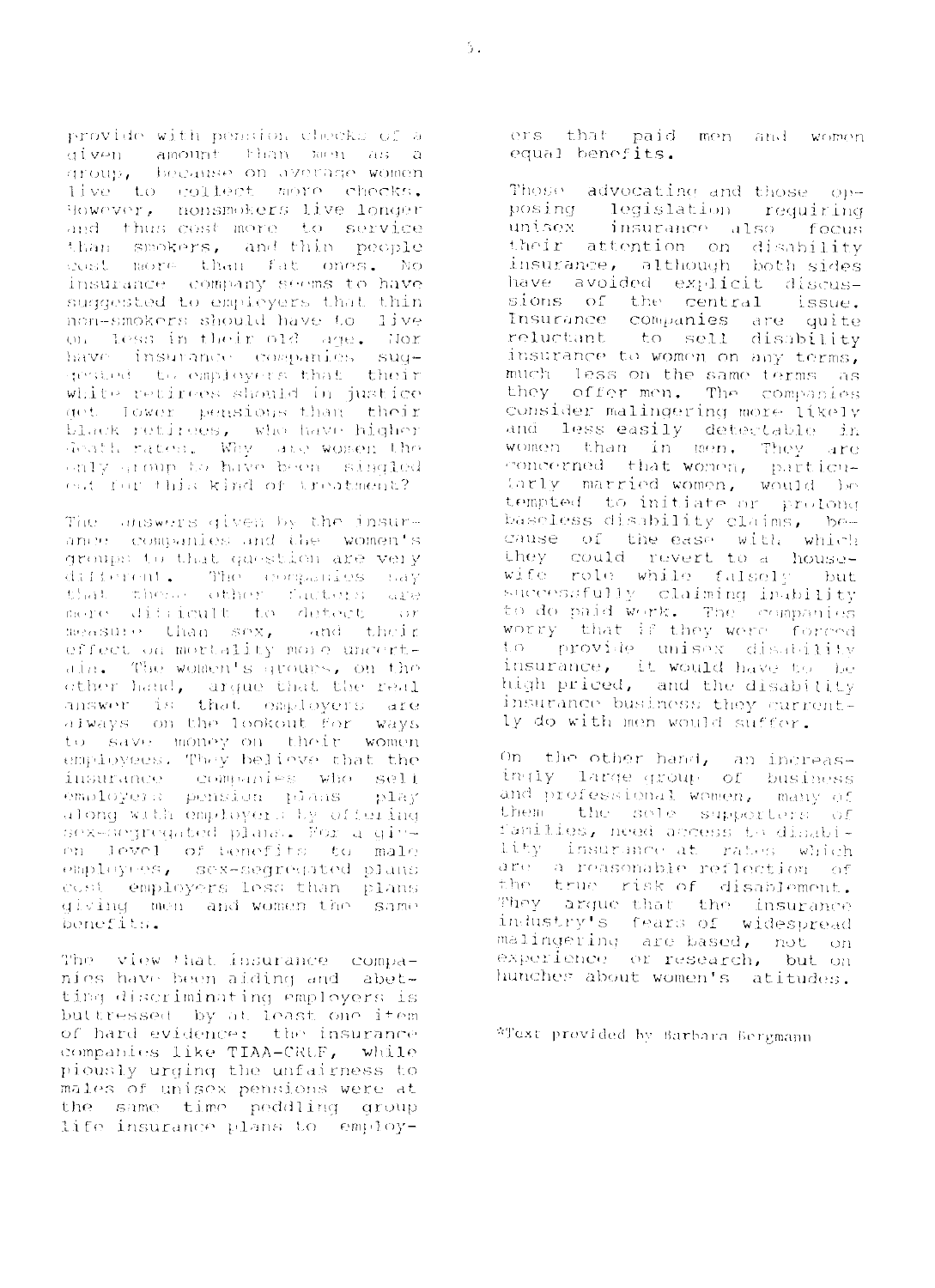provide with pension checks of a given amount than men as a group, because on average women live to collect more checks. However, nonsmokers live longer and thus cost more to service than smokers, and thin people cost more than fat ones. No insurance company seems to have suggested to employers that thin non-smokers should have to live on less in their old age. Nor have insurance companies suggested to employers that their white retirees should in justice get lower pensions than their black retirees, who have higher death rates. Why are women the only group to have been singled out for this kind of treatment?

The answers given by the insurance companies and the women's groups to that question are very different. The companies say that these other factors are more difficult to detect or measure than sex, and their effect on mortality more uncertain. The women's groups, on the other hand, argue that the real answer is that employers are always on the lookout for ways to save money on their women employees. They believe that the insurance companies who sell employers pension plans play along with employers by offering sex-segregated plans. For a given level of benefits to male employees, sex-segregated plans cost employers less than plans giving men and women the same benefits.

The view that insurance companies have been aiding and abetting discriminating employers is buttressed by at least one item of hard evidence: the insurance companies like TIAA-CREF, while piously urging the unfairness to males of unisex pensions were at the same time peddling group life insurance plans to employers that paid men and women equal benefits.

Those advocating and those opposing legislation requiring unisex insurance also focus their attention on disability insurance, although both sides have avoided explicit discussions of the central issue. Insurance companies are quite reluctant to sell disability insurance to women on any terms, much less on the same terms as they offer men. The companies consider malingering more likely and less easily detectable in women than in men. They are concerned that women, particularly married women, would be tempted to initiate or prolong baseless disability claims, because of the ease with which they could revert to a housewife role while falsely but successfully claiming inability to do paid work. The companies worry that if they were forced to provide unisex disability insurance, it would have to be high priced, and the disability insurance business they currently do with men would suffer.

On the other hand, an increasingly large group of business and professional women, many of them the sole supporters of families, need access to disability insurance at rates which are a reasonable reflection of the true risk of disablement. They argue that the insurance industry's fears of widespread malingering are based, not on experience or research, but on hunches about women's atitudes.

*Text provided by Barbara Bergmann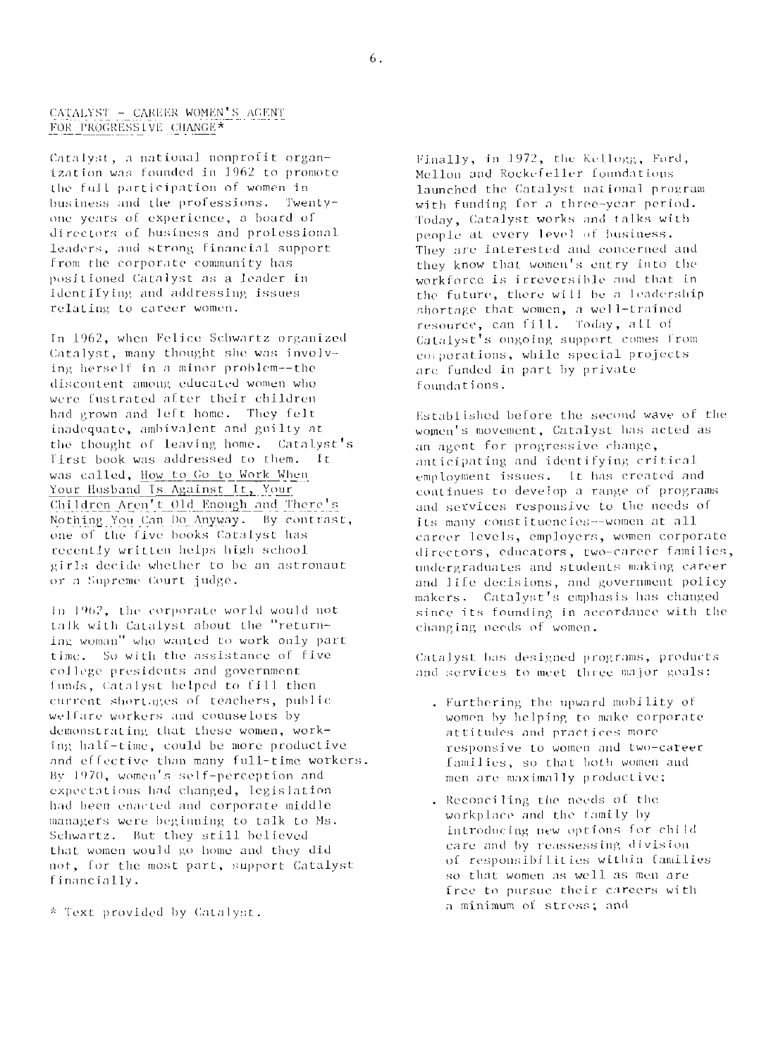## CATALYST - CAREER WOMEN'S AGENT FOR PROGRESSIVE CHANGE*

Catalyst, a national nonprofit organization was founded in 1962 to promote the full participation of women in business and the professions. Twenty-one years of experience, a board of directors of business and professional leaders, and strong financial support from the corporate community has positioned Catalyst as a leader in identifying and addressing issues relating to career women.

In 1962, when Felice Schwartz organized Catalyst, many thought she was involving herself in a minor problem--the discontent among educated women who were frustrated after their children had grown and left home. They felt inadequate, ambivalent and guilty at the thought of leaving home. Catalyst's first book was addressed to them. It was called, How to Go to Work When Your Husband Is Against It, Your Children Aren't Old Enough and There's Nothing You Can Do Anyway. By contrast, one of the five books Catalyst has recently written helps high school girls decide whether to be an astronaut or a Supreme Court judge.

In 1962, the corporate world would not talk with Catalyst about the "returning woman" who wanted to work only part time. So with the assistance of five college presidents and government funds, Catalyst helped to fill then current shortages of teachers, public welfare workers and counselors by demonstrating that these women, working half-time, could be more productive and effective than many full-time workers. By 1970, women's self-perception and expectations had changed, legislation had been enacted and corporate middle managers were beginning to talk to Ms. Schwartz. But they still believed that women would go home and they did not, for the most part, support Catalyst financially.

Finally, in 1972, the Kellogg, Ford, Mellon and Rockefeller foundations launched the Catalyst national program with funding for a three-year period. Today, Catalyst works and talks with people at every level of business. They are interested and concerned and they know that women's entry into the workforce is irreversible and that in the future, there will be a leadership shortage that women, a well-trained resource, can fill. Today, all of Catalyst's ongoing support comes from corporations, while special projects are funded in part by private foundations.

Established before the second wave of the women's movement, Catalyst has acted as an agent for progressive change, anticipating and identifying critical employment issues. It has created and continues to develop a range of programs and services responsive to the needs of its many constituencies--women at all career levels, employers, women corporate directors, educators, two-career families, undergraduates and students making career and life decisions, and government policy makers. Catalyst's emphasis has changed since its founding in accordance with the changing needs of women.

Catalyst has designed programs, products and services to meet three major goals:

- Furthering the upward mobility of women by helping to make corporate attitudes and practices more responsive to women and two-career families, so that both women and men are maximally productive;
- Reconciling the needs of the workplace and the family by introducing new options for child care and by reassessing division of responsibilities within families so that women as well as men are free to pursue their careers with a minimum of stress; and

\* Text provided by Catalyst.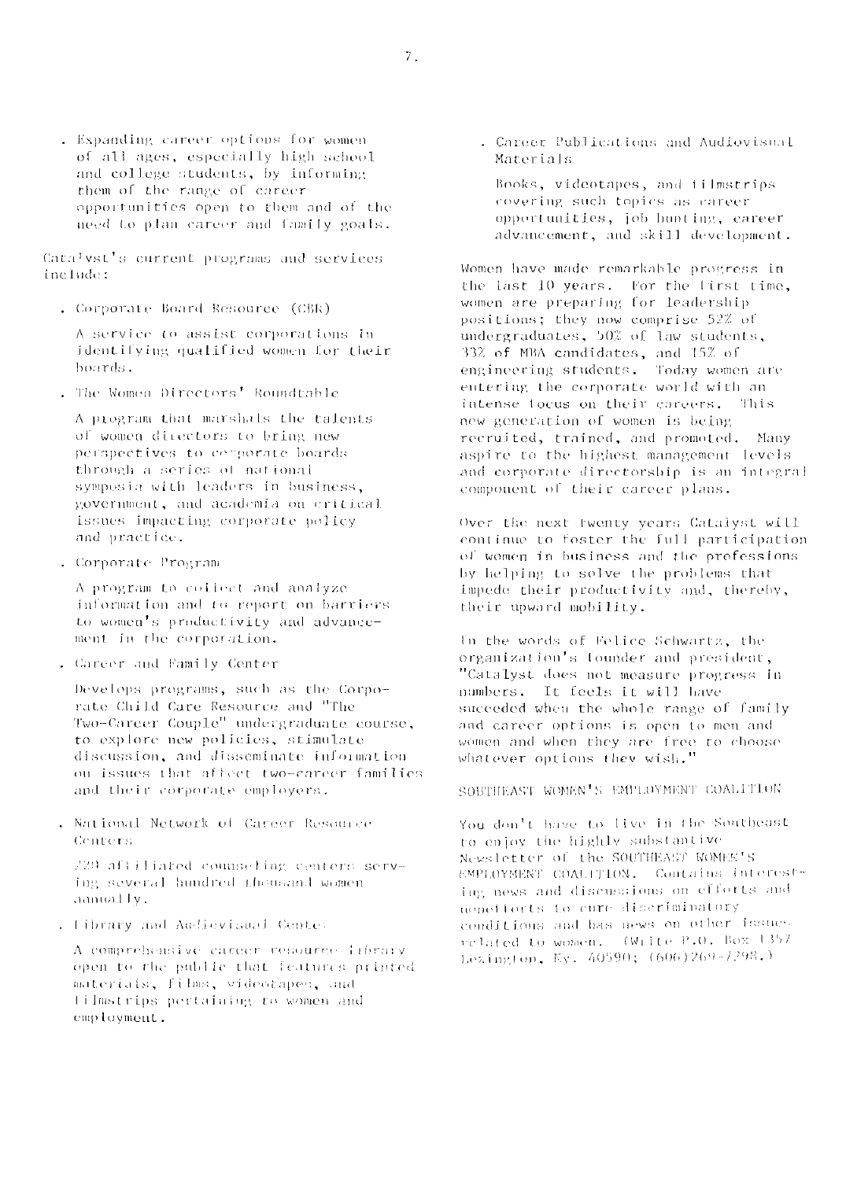- Expanding career options for women of all ages, especially high school and college students, by informing them of the range of career opportunities open to them and of the need to plan career and family goals.

Catalyst's current programs and services include:

- Corporate Board Resource (CBR)

  A service to assist corporations in identifying qualified women for their boards.

- The Women Directors' Roundtable

  A program that marshals the talents of women directors to bring new perspectives to corporate boards through a series of national symposia with leaders in business, government, and academia on critical issues impacting corporate policy and practice.

- Corporate Program

  A program to collect and analyze information and to report on barriers to women's productivity and advancement in the corporation.

- Career and Family Center

  Develops programs, such as the Corporate Child Care Resource and "The Two-Career Couple" undergraduate course, to explore new policies, stimulate discussion, and disseminate information on issues that affect two-career families and their corporate employers.

- National Network of Career Resource Centers

  220 affiliated counseling centers serving several hundred thousand women annually.

- Library and Audiovisual Center

  A comprehensive career resource library open to the public that features printed materials, films, videotapes, and filmstrips pertaining to women and employment.

- Career Publications and Audiovisual Materials

  Books, videotapes, and filmstrips covering such topics as career opportunities, job hunting, career advancement, and skill development.

Women have made remarkable progress in the last 10 years. For the first time, women are preparing for leadership positions; they now comprise 52% of undergraduates, 50% of law students, 33% of MBA candidates, and 15% of engineering students. Today women are entering the corporate world with an intense focus on their careers. This new generation of women is being recruited, trained, and promoted. Many aspire to the highest management levels and corporate directorship is an integral component of their career plans.

Over the next twenty years Catalyst will continue to foster the full participation of women in business and the professions by helping to solve the problems that impede their productivity and, thereby, their upward mobility.

In the words of Felice Schwartz, the organization's founder and president, "Catalyst does not measure progress in numbers. It feels it will have succeeded when the whole range of family and career options is open to men and women and when they are free to choose whatever options they wish."

SOUTHEAST WOMEN'S EMPLOYMENT COALITION

You don't have to live in the Southeast to enjoy the highly substantive Newsletter of the SOUTHEAST WOMEN'S EMPLOYMENT COALITION. Contains interesting news and discussions on efforts and nonefforts to cure discriminatory conditions and has news on other issues related to women. (Write P.O. Box 1357 Lexington, Ky. 40590; (606)269-7298.)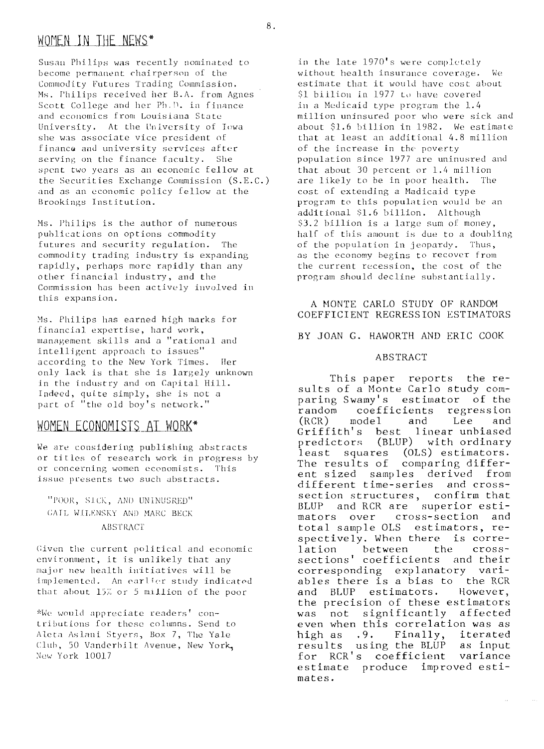## WOMEN IN THE NEWS*

Susan Philips was recently nominated to become permanent chairperson of the Commodity Futures Trading Commission. Ms. Philips received her B.A. from Agnes Scott College and her Ph.D. in finance and economics from Louisiana State University. At the University of Iowa she was associate vice president of finance and university services after serving on the finance faculty. She spent two years as an economic fellow at the Securities Exchange Commission (S.E.C.) and as an economic policy fellow at the Brookings Institution.

Ms. Philips is the author of numerous publications on options commodity futures and security regulation. The commodity trading industry is expanding rapidly, perhaps more rapidly than any other financial industry, and the Commission has been actively involved in this expansion.

Ms. Philips has earned high marks for financial expertise, hard work, management skills and a "rational and intelligent approach to issues" according to the New York Times. Her only lack is that she is largely unknown in the industry and on Capital Hill. Indeed, quite simply, she is not a part of "the old boy's network."

## WOMEN ECONOMISTS AT WORK*

We are considering publishing abstracts or titles of research work in progress by or concerning women economists. This issue presents two such abstracts.

"POOR, SICK, AND UNINUSRED"
GAIL WILENSKY AND MARC BECK
ABSTRACT

Given the current political and economic environment, it is unlikely that any major new health initiatives will be implemented. An earlier study indicated that about 15% or 5 million of the poor in the late 1970's were completely without health insurance coverage. We estimate that it would have cost about $1 billion in 1977 to have covered in a Medicaid type program the 1.4 million uninsured poor who were sick and about $1.6 billion in 1982. We estimate that at least an additional 4.8 million of the increase in the poverty population since 1977 are uninusred and that about 30 percent or 1.4 million are likely to be in poor health. The cost of extending a Madicaid type program to this population would be an additional $1.6 billion. Although $3.2 billion is a large sum of money, half of this amount is due to a doubling of the population in jeopardy. Thus, as the economy begins to recover from the current recession, the cost of the program should decline substantially.

*We would appreciate readers' contributions for these columns. Send to Aleta Aslani Styers, Box 7, The Yale Club, 50 Vanderbilt Avenue, New York, New York 10017

A MONTE CARLO STUDY OF RANDOM COEFFICIENT REGRESSION ESTIMATORS

BY JOAN G. HAWORTH AND ERIC COOK

ABSTRACT

This paper reports the results of a Monte Carlo study comparing Swamy's estimator of the random coefficients regression (RCR) model and Lee and Griffith's best linear unbiased predictors (BLUP) with ordinary least squares (OLS) estimators. The results of comparing different sized samples derived from different time-series and cross-section structures, confirm that BLUP and RCR are superior estimators over cross-section and total sample OLS estimators, respectively. When there is correlation between the cross-sections' coefficients and their corresponding explanatory variables there is a bias to the RCR and BLUP estimators. However, the precision of these estimators was not significantly affected even when this correlation was as high as .9. Finally, iterated results using the BLUP as input for RCR's coefficient variance estimate produce improved estimates.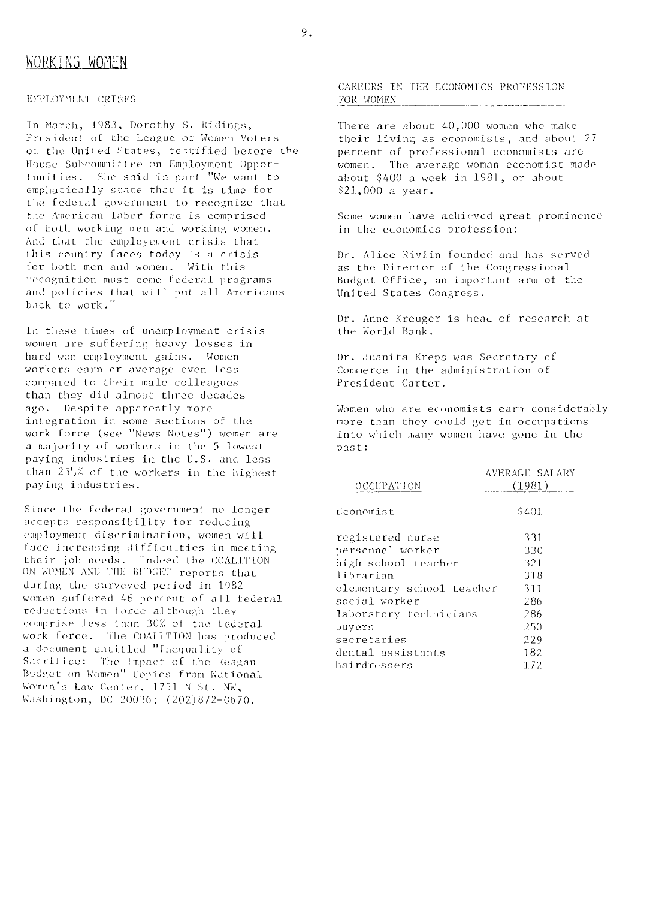# WORKING WOMEN

## EMPLOYMENT CRISES

In March, 1983, Dorothy S. Ridings, President of the League of Women Voters of the United States, testified before the House Subcommittee on Employment Opportunities. She said in part "We want to emphatically state that it is time for the federal government to recognize that the American labor force is comprised of both working men and working women. And that the employement crisis that this country faces today is a crisis for both men and women. With this recognition must come federal programs and policies that will put all Americans back to work."

In these times of unemployment crisis women are suffering heavy losses in hard-won employment gains. Women workers earn or average even less compared to their male colleagues than they did almost three decades ago. Despite apparently more integration in some sections of the work force (see "News Notes") women are a majority of workers in the 5 lowest paying industries in the U.S. and less than 25½% of the workers in the highest paying industries.

Since the federal government no longer accepts responsibility for reducing employment discrimination, women will face increasing difficulties in meeting their job needs. Indeed the COALITION ON WOMEN AND THE BUDGET reports that during the surveyed period in 1982 women suffered 46 percent of all federal reductions in force although they comprise less than 30% of the federal work force. The COALITION has produced a document entitled "Inequality of Sacrifice: The Impact of the Reagan Budget on Women" Copies from National Women's Law Center, 1751 N St. NW, Washington, DC 20036; (202)872-0670.

## CAREERS IN THE ECONOMICS PROFESSION FOR WOMEN

There are about 40,000 women who make their living as economists, and about 27 percent of professional economists are women. The average woman economist made about $400 a week in 1981, or about $21,000 a year.

Some women have achieved great prominence in the economics profession:

Dr. Alice Rivlin founded and has served as the Director of the Congressional Budget Office, an important arm of the United States Congress.

Dr. Anne Kreuger is head of research at the World Bank.

Dr. Juanita Kreps was Secretary of Commerce in the administration of President Carter.

Women who are economists earn considerably more than they could get in occupations into which many women have gone in the past:

| OCCUPATION | AVERAGE SALARY (1981) |
|---|---|
| Economist | $401 |
| registered nurse | 331 |
| personnel worker | 330 |
| high school teacher | 321 |
| librarian | 318 |
| elementary school teacher | 311 |
| social worker | 286 |
| laboratory technicians | 286 |
| buyers | 250 |
| secretaries | 229 |
| dental assistants | 182 |
| hairdressers | 172 |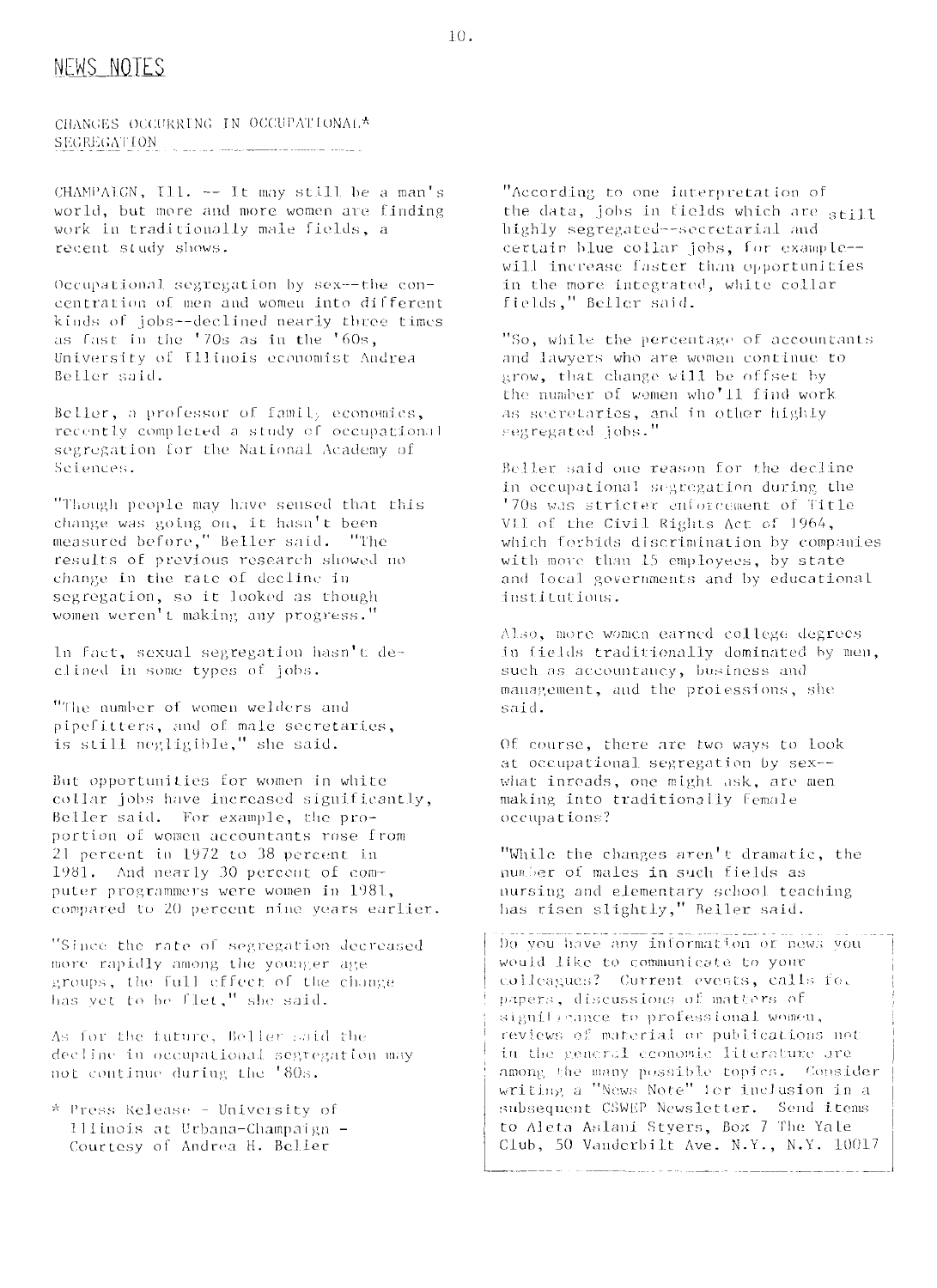## NEWS NOTES

### CHANGES OCCURRING IN OCCUPATIONAL* SEGREGATION

CHAMPAIGN, Ill. -- It may still be a man's world, but more and more women are finding work in traditionally male fields, a recent study shows.

Occupational segregation by sex--the concentration of men and women into different kinds of jobs--declined nearly three times as fast in the '70s as in the '60s, University of Illinois economist Andrea Beller said.

Beller, a professor of family economics, recently completed a study of occupational segregation for the National Academy of Sciences.

"Though people may have sensed that this change was going on, it hasn't been measured before," Beller said. "The results of previous research showed no change in the rate of decline in segregation, so it looked as though women weren't making any progress."

In fact, sexual segregation hasn't declined in some types of jobs.

"The number of women welders and pipefitters, and of male secretaries, is still negligible," she said.

But opportunities for women in white collar jobs have increased significantly, Beller said. For example, the proportion of women accountants rose from 21 percent in 1972 to 38 percent in 1981. And nearly 30 percent of computer programmers were women in 1981, compared to 20 percent nine years earlier.

"Since the rate of segregation decreased more rapidly among the younger age groups, the full effect of the change has yet to be felt," she said.

As for the future, Beller said the decline in occupational segregation may not continue during the '80s.

"According to one interpretation of the data, jobs in fields which are still highly segregated--secretarial and certain blue collar jobs, for example--will increase faster than opportunities in the more integrated, white collar fields," Beller said.

"So, while the percentage of accountants and lawyers who are women continue to grow, that change will be offset by the number of women who'll find work as secretaries, and in other highly segregated jobs."

Beller said one reason for the decline in occupational segregation during the '70s was stricter enforcement of Title VII of the Civil Rights Act of 1964, which forbids discrimination by companies with more than 15 employees, by state and local governments and by educational institutions.

Also, more women earned college degrees in fields traditionally dominated by men, such as accountancy, business and management, and the professions, she said.

Of course, there are two ways to look at occupational segregation by sex--what inroads, one might ask, are men making into traditionally female occupations?

"While the changes aren't dramatic, the number of males in such fields as nursing and elementary school teaching has risen slightly," Beller said.

\* Press Release - University of Illinois at Urbana-Champaign - Courtesy of Andrea H. Beller

---

Do you have any information or news you would like to communicate to your colleagues? Current events, calls for papers, discussions of matters of significance to professional women, reviews of material or publications not in the general economic literature are among the many possible topics. Consider writing a "News Note" for inclusion in a subsequent CSWEP Newsletter. Send items to Aleta Aslani Styers, Box 7 The Yale Club, 50 Vanderbilt Ave. N.Y., N.Y. 10017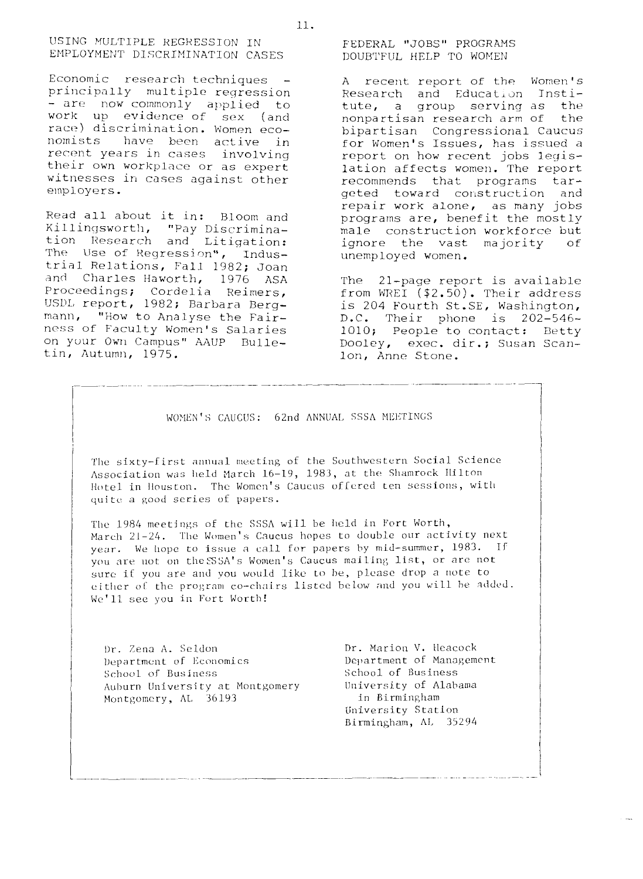## USING MULTIPLE REGRESSION IN EMPLOYMENT DISCRIMINATION CASES

Economic research techniques - principally multiple regression - are now commonly applied to work up evidence of sex (and race) discrimination. Women economists have been active in recent years in cases involving their own workplace or as expert witnesses in cases against other employers.

Read all about it in: Bloom and Killingsworth, "Pay Discrimination Research and Litigation: The Use of Regression", Industrial Relations, Fall 1982; Joan and Charles Haworth, 1976 ASA Proceedings; Cordelia Reimers, USDL report, 1982; Barbara Bergmann, "How to Analyse the Fairness of Faculty Women's Salaries on your Own Campus" AAUP Bulletin, Autumn, 1975.

## FEDERAL "JOBS" PROGRAMS DOUBTFUL HELP TO WOMEN

A recent report of the Women's Research and Education Institute, a group serving as the nonpartisan research arm of the bipartisan Congressional Caucus for Women's Issues, has issued a report on how recent jobs legislation affects women. The report recommends that programs targeted toward construction and repair work alone, as many jobs programs are, benefit the mostly male construction workforce but ignore the vast majority of unemployed women.

The 21-page report is available from WREI ($2.50). Their address is 204 Fourth St.SE, Washington, D.C. Their phone is 202-546-1010; People to contact: Betty Dooley, exec. dir.; Susan Scanlon, Anne Stone.

---

## WOMEN'S CAUCUS: 62nd ANNUAL SSSA MEETINGS

The sixty-first annual meeting of the Southwestern Social Science Association was held March 16-19, 1983, at the Shamrock Hilton Hotel in Houston. The Women's Caucus offered ten sessions, with quite a good series of papers.

The 1984 meetings of the SSSA will be held in Fort Worth, March 21-24. The Women's Caucus hopes to double our activity next year. We hope to issue a call for papers by mid-summer, 1983. If you are not on the SSSA's Women's Caucus mailing list, or are not sure if you are and you would like to be, please drop a note to either of the program co-chairs listed below and you will be added. We'll see you in Fort Worth!

Dr. Zena A. Seldon
Department of Economics
School of Business
Auburn University at Montgomery
Montgomery, AL 36193

Dr. Marion V. Heacock
Department of Management
School of Business
University of Alabama
in Birmingham
University Station
Birmingham, AL 35294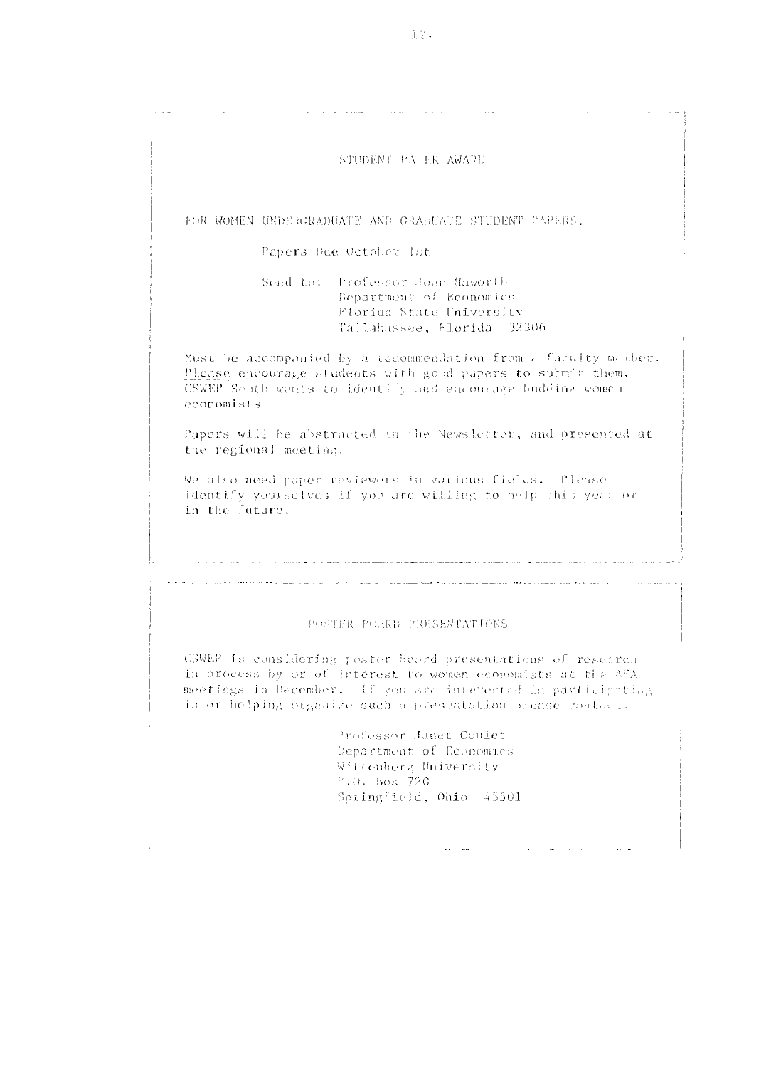## STUDENT PAPER AWARD

FOR WOMEN UNDERGRADUATE AND GRADUATE STUDENT PAPERS.

Papers Due October 1st

Send to: Professor Joan Haworth
Department of Economics
Florida State University
Tallahassee, Florida 32306

Must be accompanied by a recommendation from a faculty member. Please encourage students with good papers to submit them. CSWEP-South wants to identify and encourage budding women economists.

Papers will be abstracted in the Newsletter, and presented at the regional meeting.

We also need paper reviewers in various fields. Please identify yourselves if you are willing to help this year or in the future.

## POSTER BOARD PRESENTATIONS

CSWEP is considering poster board presentations of research in process by or of interest to women economists at the AEA meetings in December. If you are interested in participating in or helping organize such a presentation please contact:

Professor Janet Coulet
Department of Economics
Wittenberg University
P.O. Box 720
Springfield, Ohio 45501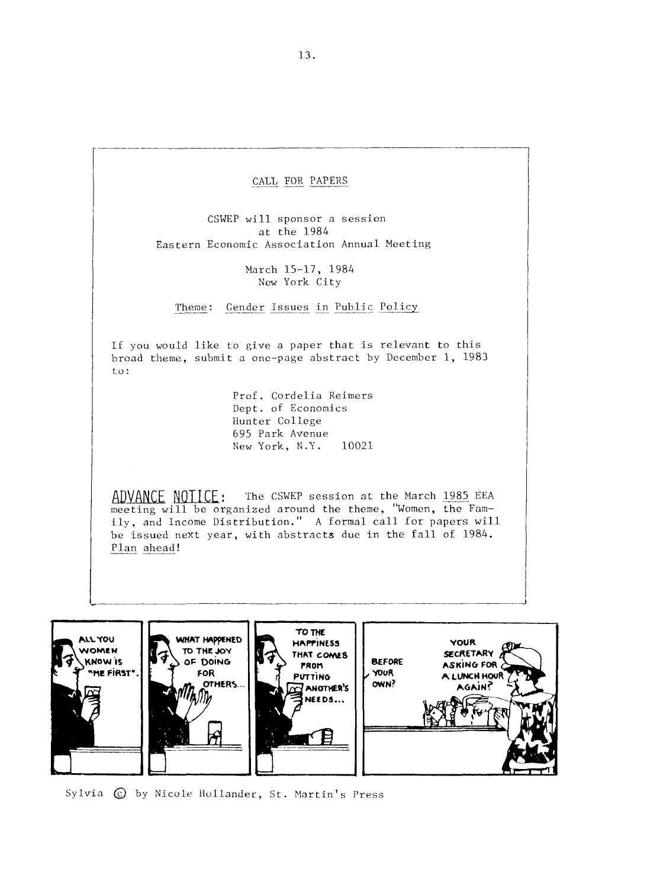## CALL FOR PAPERS

CSWEP will sponsor a session
at the 1984
Eastern Economic Association Annual Meeting

March 15-17, 1984
New York City

Theme: Gender Issues in Public Policy

If you would like to give a paper that is relevant to this broad theme, submit a one-page abstract by December 1, 1983 to:

Prof. Cordelia Reimers
Dept. of Economics
Hunter College
695 Park Avenue
New York, N.Y. 10021

**ADVANCE NOTICE:** The CSWEP session at the March 1985 EEA meeting will be organized around the theme, "Women, the Family, and Income Distribution." A formal call for papers will be issued next year, with abstracts due in the fall of 1984. Plan ahead!

ALL YOU WOMEN KNOW IS "ME FIRST". WHAT HAPPENED TO THE JOY OF DOING FOR OTHERS... TO THE HAPPINESS THAT COMES FROM PUTTING ANOTHER'S NEEDS... BEFORE YOUR OWN? YOUR SECRETARY ASKING FOR A LUNCH HOUR AGAIN?

Sylvia © by Nicole Hollander, St. Martin's Press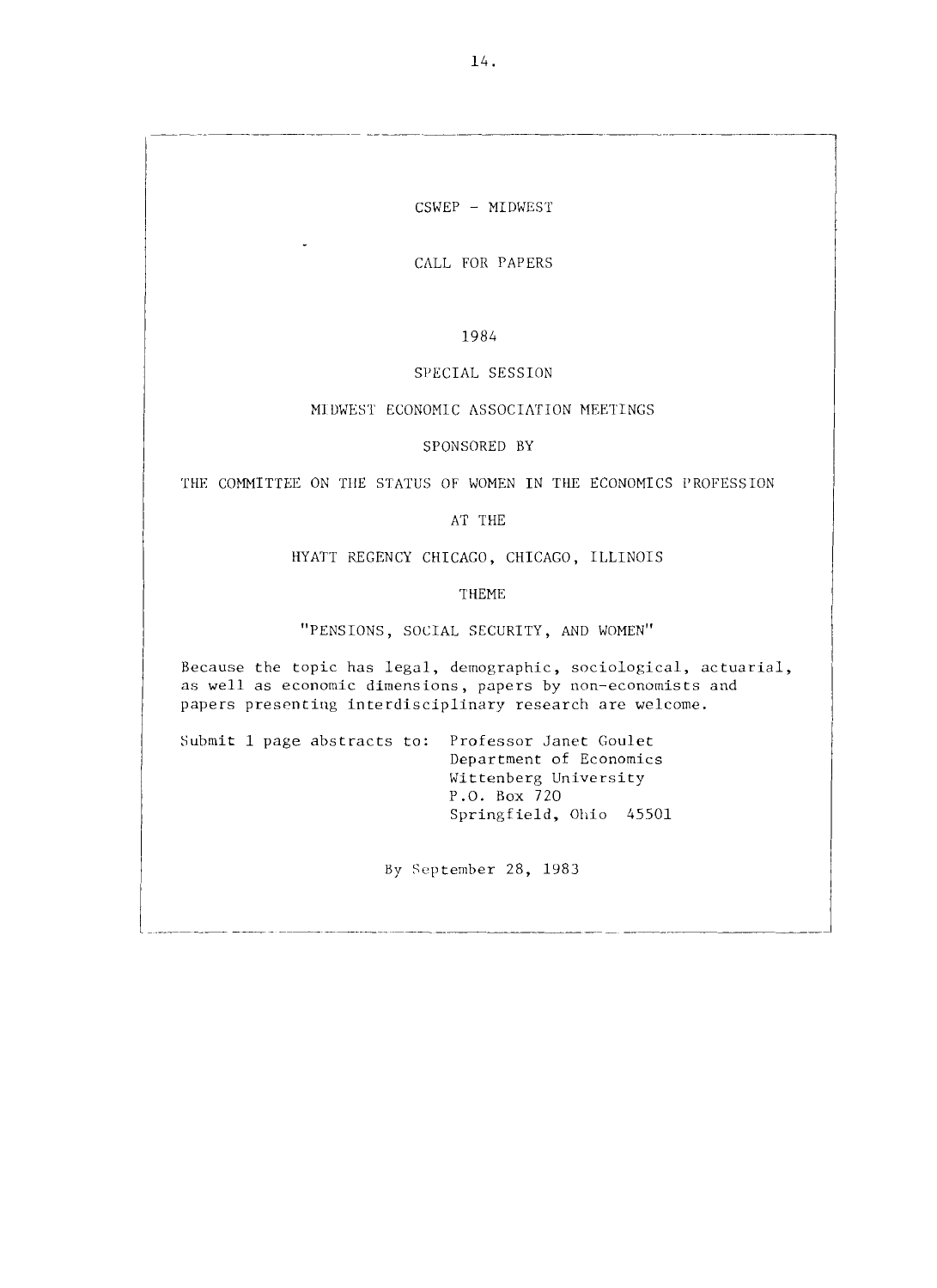CSWEP - MIDWEST

CALL FOR PAPERS

1984

SPECIAL SESSION

MIDWEST ECONOMIC ASSOCIATION MEETINGS

SPONSORED BY

THE COMMITTEE ON THE STATUS OF WOMEN IN THE ECONOMICS PROFESSION

AT THE

HYATT REGENCY CHICAGO, CHICAGO, ILLINOIS

THEME

"PENSIONS, SOCIAL SECURITY, AND WOMEN"

Because the topic has legal, demographic, sociological, actuarial, as well as economic dimensions, papers by non-economists and papers presenting interdisciplinary research are welcome.

Submit 1 page abstracts to: Professor Janet Goulet
Department of Economics
Wittenberg University
P.O. Box 720
Springfield, Ohio 45501

By September 28, 1983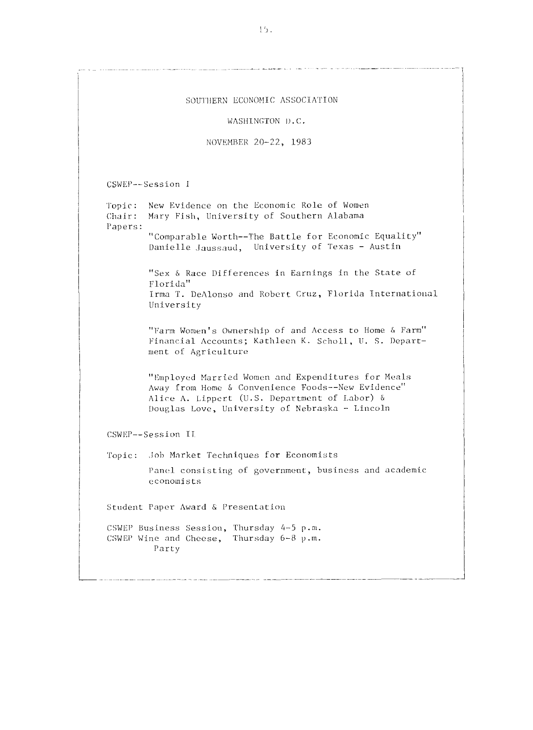# SOUTHERN ECONOMIC ASSOCIATION

## WASHINGTON D.C.

## NOVEMBER 20-22, 1983

CSWEP--Session I

Topic: New Evidence on the Economic Role of Women
Chair: Mary Fish, University of Southern Alabama
Papers:

"Comparable Worth--The Battle for Economic Equality"
Danielle Jaussaud, University of Texas - Austin

"Sex & Race Differences in Earnings in the State of Florida"
Irma T. DeAlonso and Robert Cruz, Florida International University

"Farm Women's Ownership of and Access to Home & Farm" Financial Accounts; Kathleen K. Scholl, U. S. Department of Agriculture

"Employed Married Women and Expenditures for Meals Away from Home & Convenience Foods--New Evidence"
Alice A. Lippert (U.S. Department of Labor) & Douglas Love, University of Nebraska - Lincoln

CSWEP--Session II

Topic: Job Market Techniques for Economists

Panel consisting of government, business and academic economists

Student Paper Award & Presentation

CSWEP Business Session, Thursday 4-5 p.m.
CSWEP Wine and Cheese, Thursday 6-8 p.m.
Party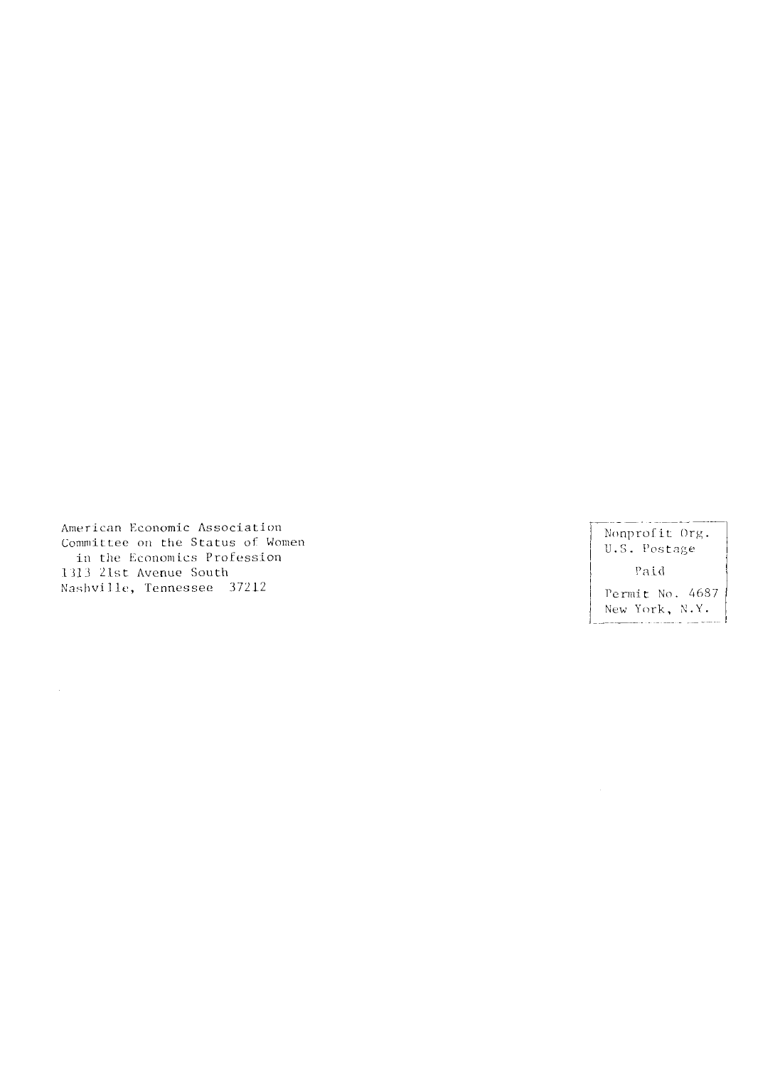American Economic Association
Committee on the Status of Women
in the Economics Profession
1313 21st Avenue South
Nashville, Tennessee 37212

Nonprofit Org.
U.S. Postage
Paid
Permit No. 4687
New York, N.Y.